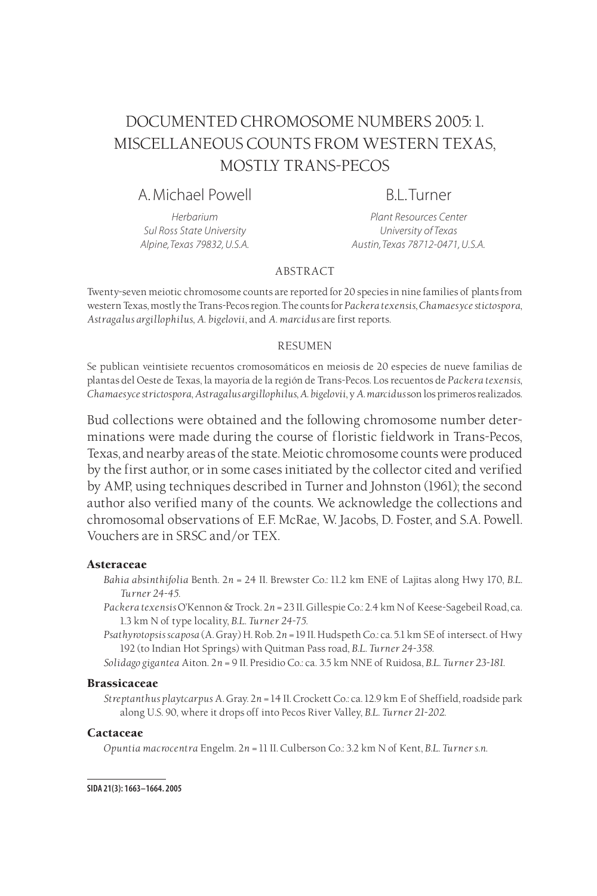# DOCUMENTED CHROMOSOME NUMBERS 2005: 1. MISCELLANEOUS COUNTS FROM WESTERN TEXAS, MOSTLY TRANS-PECOS

**A. Michael Powell**
*Herbarium*
*Sul Ross State University*
*Alpine, Texas 79832, U.S.A.*

**B.L. Turner**
*Plant Resources Center*
*University of Texas*
*Austin, Texas 78712-0471, U.S.A.*

## ABSTRACT

Twenty-seven meiotic chromosome counts are reported for 20 species in nine families of plants from western Texas, mostly the Trans-Pecos region. The counts for *Packera texensis*, *Chamaesyce stictospora*, *Astragalus argillophilus*, *A. bigelovii*, and *A. marcidus* are first reports.

## RESUMEN

Se publican veintisiete recuentos cromosomáticos en meiosis de 20 especies de nueve familias de plantas del Oeste de Texas, la mayoría de la región de Trans-Pecos. Los recuentos de *Packera texensis*, *Chamaesyce strictospora*, *Astragalus argillophilus*, *A. bigelovii*, y *A. marcidus* son los primeros realizados.

Bud collections were obtained and the following chromosome number determinations were made during the course of floristic fieldwork in Trans-Pecos, Texas, and nearby areas of the state. Meiotic chromosome counts were produced by the first author, or in some cases initiated by the collector cited and verified by AMP, using techniques described in Turner and Johnston (1961); the second author also verified many of the counts. We acknowledge the collections and chromosomal observations of E.F. McRae, W. Jacobs, D. Foster, and S.A. Powell. Vouchers are in SRSC and/or TEX.

### Asteraceae

*Bahia absinthifolia* Benth. 2*n* = 24 II. Brewster Co.: 11.2 km ENE of Lajitas along Hwy 170, *B.L. Turner 24-45.*

*Packera texensis* O'Kennon & Trock. 2*n* = 23 II. Gillespie Co.: 2.4 km N of Keese-Sagebeil Road, ca. 1.3 km N of type locality, *B.L. Turner 24-75.*

*Psathyrotopsis scaposa* (A. Gray) H. Rob. 2*n* = 19 II. Hudspeth Co.: ca. 5.1 km SE of intersect. of Hwy 192 (to Indian Hot Springs) with Quitman Pass road, *B.L. Turner 24-358.*

*Solidago gigantea* Aiton. 2*n* = 9 II. Presidio Co.: ca. 3.5 km NNE of Ruidosa, *B.L. Turner 23-181.*

### Brassicaceae

*Streptanthus playtcarpus* A. Gray. 2*n* = 14 II. Crockett Co.: ca. 12.9 km E of Sheffield, roadside park along U.S. 90, where it drops off into Pecos River Valley, *B.L. Turner 21-202.*

### Cactaceae

*Opuntia macrocentra* Engelm. 2*n* = 11 II. Culberson Co.: 3.2 km N of Kent, *B.L. Turner s.n.*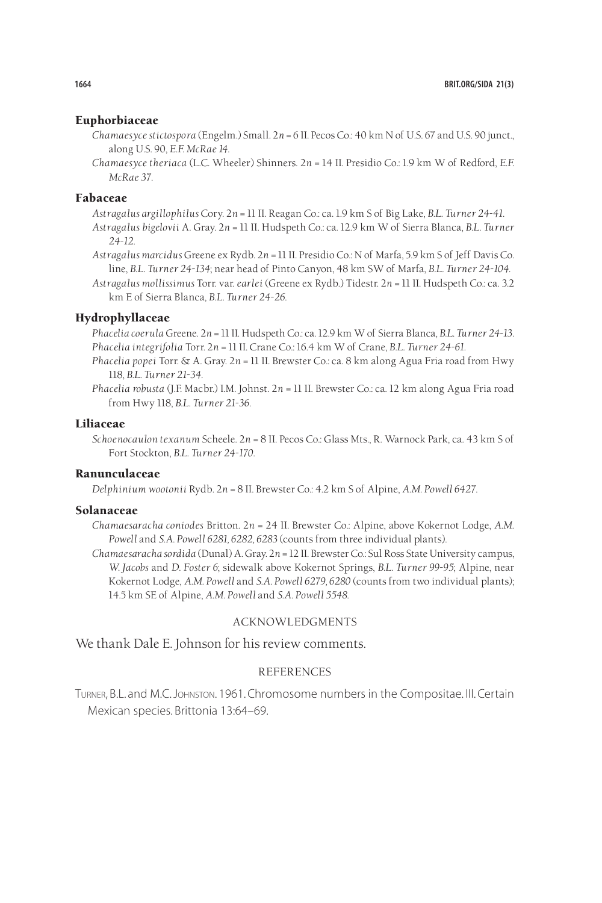## Euphorbiaceae

*Chamaesyce stictospora* (Engelm.) Small. 2*n* = 6 II. Pecos Co.: 40 km N of U.S. 67 and U.S. 90 junct., along U.S. 90, *E.F. McRae 14*.

*Chamaesyce theriaca* (L.C. Wheeler) Shinners. 2*n* = 14 II. Presidio Co.: 1.9 km W of Redford, *E.F. McRae 37*.

## Fabaceae

*Astragalus argillophilus* Cory. 2*n* = 11 II. Reagan Co.: ca. 1.9 km S of Big Lake, *B.L. Turner 24-41*.

*Astragalus bigelovii* A. Gray. 2*n* = 11 II. Hudspeth Co.: ca. 12.9 km W of Sierra Blanca, *B.L. Turner 24-12*.

*Astragalus marcidus* Greene ex Rydb. 2*n* = 11 II. Presidio Co.: N of Marfa, 5.9 km S of Jeff Davis Co. line, *B.L. Turner 24-134*; near head of Pinto Canyon, 48 km SW of Marfa, *B.L. Turner 24-104*.

*Astragalus mollissimus* Torr. var. *earlei* (Greene ex Rydb.) Tidestr. 2*n* = 11 II. Hudspeth Co.: ca. 3.2 km E of Sierra Blanca, *B.L. Turner 24-26*.

## Hydrophyllaceae

*Phacelia coerula* Greene. 2*n* = 11 II. Hudspeth Co.: ca. 12.9 km W of Sierra Blanca, *B.L. Turner 24-13*.

*Phacelia integrifolia* Torr. 2*n* = 11 II. Crane Co.: 16.4 km W of Crane, *B.L. Turner 24-61*.

*Phacelia popei* Torr. & A. Gray. 2*n* = 11 II. Brewster Co.: ca. 8 km along Agua Fria road from Hwy 118, *B.L. Turner 21-34*.

*Phacelia robusta* (J.F. Macbr.) I.M. Johnst. 2*n* = 11 II. Brewster Co.: ca. 12 km along Agua Fria road from Hwy 118, *B.L. Turner 21-36*.

## Liliaceae

*Schoenocaulon texanum* Scheele. 2*n* = 8 II. Pecos Co.: Glass Mts., R. Warnock Park, ca. 43 km S of Fort Stockton, *B.L. Turner 24-170*.

## Ranunculaceae

*Delphinium wootonii* Rydb. 2*n* = 8 II. Brewster Co.: 4.2 km S of Alpine, *A.M. Powell 6427*.

## Solanaceae

*Chamaesaracha coniodes* Britton. 2*n* = 24 II. Brewster Co.: Alpine, above Kokernot Lodge, *A.M. Powell* and *S.A. Powell 6281, 6282, 6283* (counts from three individual plants).

*Chamaesaracha sordida* (Dunal) A. Gray. 2*n* = 12 II. Brewster Co.: Sul Ross State University campus, *W. Jacobs* and *D. Foster 6*; sidewalk above Kokernot Springs, *B.L. Turner 99-95*; Alpine, near Kokernot Lodge, *A.M. Powell* and *S.A. Powell 6279, 6280* (counts from two individual plants); 14.5 km SE of Alpine, *A.M. Powell* and *S.A. Powell 5548*.

## ACKNOWLEDGMENTS

We thank Dale E. Johnson for his review comments.

## REFERENCES

Turner, B.L. and M.C. Johnston. 1961. Chromosome numbers in the Compositae. III. Certain Mexican species. Brittonia 13:64–69.